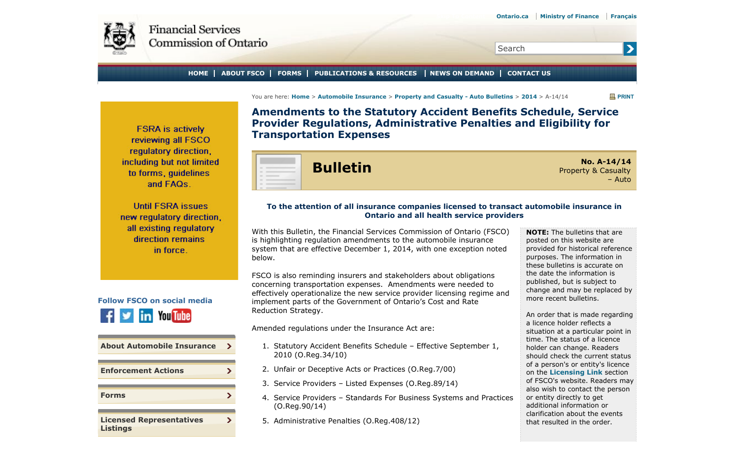Ontario.ca | Ministry of Finance | Français

Financial Services Commission of Ontario

HOME | ABOUT FSCO | FORMS | PUBLICATIONS & RESOURCES | NEWS ON DEMAND | CONTACT US

You are here: Home > Automobile Insurance > Property and Casualty - Auto Bulletins > 2014 > A-14/14

FSRA is actively reviewing all FSCO regulatory direction, including but not limited to forms, guidelines and FAQs.

Until FSRA issues new regulatory direction, all existing regulatory direction remains in force.

Follow FSCO on social media

- About Automobile Insurance
- Enforcement Actions
- Forms
- Licensed Representatives Listings

# Amendments to the Statutory Accident Benefits Schedule, Service Provider Regulations, Administrative Penalties and Eligibility for Transportation Expenses

## Bulletin

**No. A-14/14**
Property & Casualty – Auto

**To the attention of all insurance companies licensed to transact automobile insurance in Ontario and all health service providers**

With this Bulletin, the Financial Services Commission of Ontario (FSCO) is highlighting regulation amendments to the automobile insurance system that are effective December 1, 2014, with one exception noted below.

FSCO is also reminding insurers and stakeholders about obligations concerning transportation expenses. Amendments were needed to effectively operationalize the new service provider licensing regime and implement parts of the Government of Ontario's Cost and Rate Reduction Strategy.

Amended regulations under the Insurance Act are:

1. Statutory Accident Benefits Schedule – Effective September 1, 2010 (O.Reg.34/10)
2. Unfair or Deceptive Acts or Practices (O.Reg.7/00)
3. Service Providers – Listed Expenses (O.Reg.89/14)
4. Service Providers – Standards For Business Systems and Practices (O.Reg.90/14)
5. Administrative Penalties (O.Reg.408/12)

**NOTE:** The bulletins that are posted on this website are provided for historical reference purposes. The information in these bulletins is accurate on the date the information is published, but is subject to change and may be replaced by more recent bulletins.

An order that is made regarding a licence holder reflects a situation at a particular point in time. The status of a licence holder can change. Readers should check the current status of a person's or entity's licence on the **Licensing Link** section of FSCO's website. Readers may also wish to contact the person or entity directly to get additional information or clarification about the events that resulted in the order.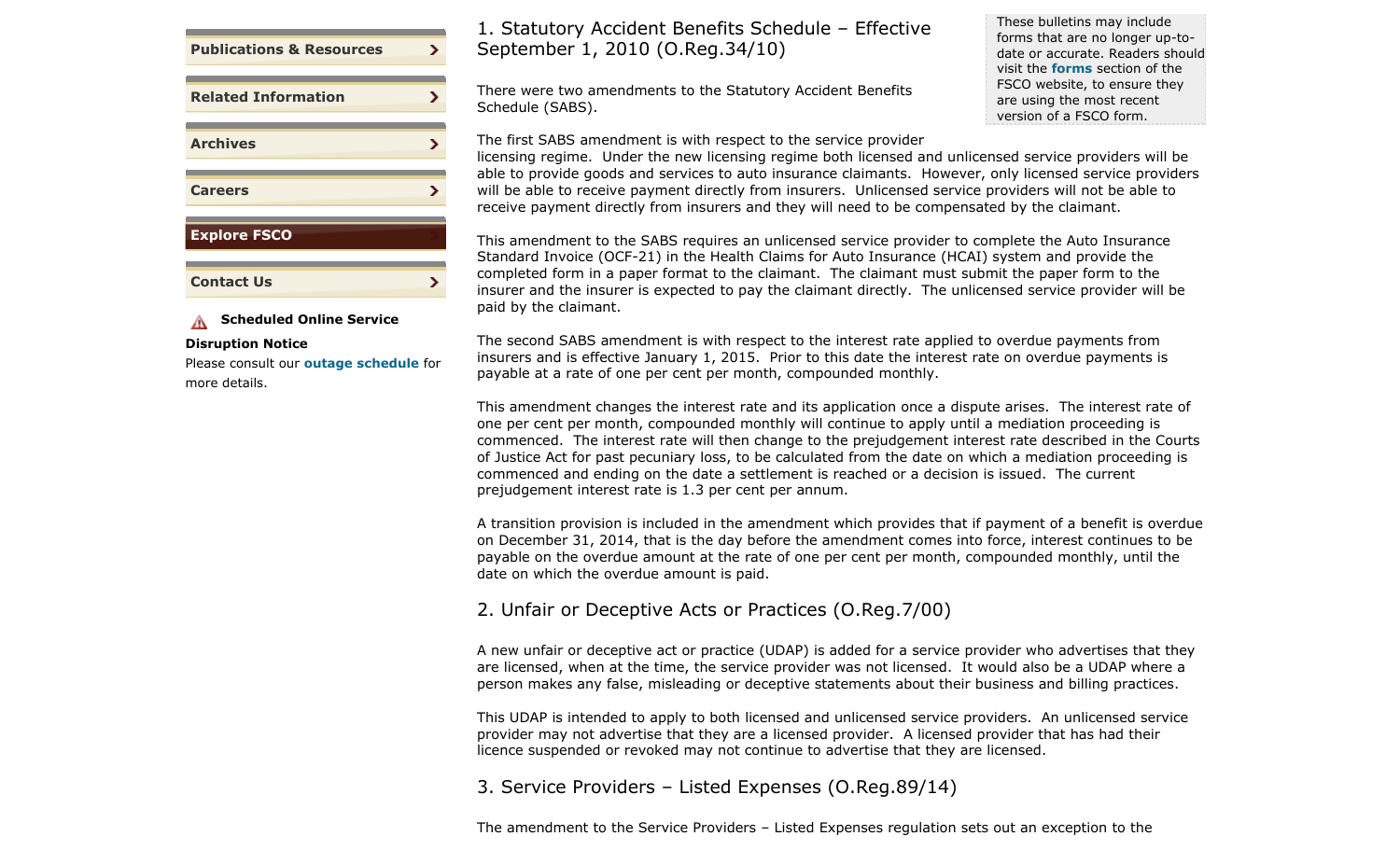Publications & Resources

Related Information

Archives

Careers

Explore FSCO

Contact Us

**Scheduled Online Service Disruption Notice**

Please consult our **outage schedule** for more details.

> These bulletins may include forms that are no longer up-to-date or accurate. Readers should visit the **forms** section of the FSCO website, to ensure they are using the most recent version of a FSCO form.

## 1. Statutory Accident Benefits Schedule – Effective September 1, 2010 (O.Reg.34/10)

There were two amendments to the Statutory Accident Benefits Schedule (SABS).

The first SABS amendment is with respect to the service provider licensing regime. Under the new licensing regime both licensed and unlicensed service providers will be able to provide goods and services to auto insurance claimants. However, only licensed service providers will be able to receive payment directly from insurers. Unlicensed service providers will not be able to receive payment directly from insurers and they will need to be compensated by the claimant.

This amendment to the SABS requires an unlicensed service provider to complete the Auto Insurance Standard Invoice (OCF-21) in the Health Claims for Auto Insurance (HCAI) system and provide the completed form in a paper format to the claimant. The claimant must submit the paper form to the insurer and the insurer is expected to pay the claimant directly. The unlicensed service provider will be paid by the claimant.

The second SABS amendment is with respect to the interest rate applied to overdue payments from insurers and is effective January 1, 2015. Prior to this date the interest rate on overdue payments is payable at a rate of one per cent per month, compounded monthly.

This amendment changes the interest rate and its application once a dispute arises. The interest rate of one per cent per month, compounded monthly will continue to apply until a mediation proceeding is commenced. The interest rate will then change to the prejudgement interest rate described in the Courts of Justice Act for past pecuniary loss, to be calculated from the date on which a mediation proceeding is commenced and ending on the date a settlement is reached or a decision is issued. The current prejudgement interest rate is 1.3 per cent per annum.

A transition provision is included in the amendment which provides that if payment of a benefit is overdue on December 31, 2014, that is the day before the amendment comes into force, interest continues to be payable on the overdue amount at the rate of one per cent per month, compounded monthly, until the date on which the overdue amount is paid.

## 2. Unfair or Deceptive Acts or Practices (O.Reg.7/00)

A new unfair or deceptive act or practice (UDAP) is added for a service provider who advertises that they are licensed, when at the time, the service provider was not licensed. It would also be a UDAP where a person makes any false, misleading or deceptive statements about their business and billing practices.

This UDAP is intended to apply to both licensed and unlicensed service providers. An unlicensed service provider may not advertise that they are a licensed provider. A licensed provider that has had their licence suspended or revoked may not continue to advertise that they are licensed.

## 3. Service Providers – Listed Expenses (O.Reg.89/14)

The amendment to the Service Providers – Listed Expenses regulation sets out an exception to the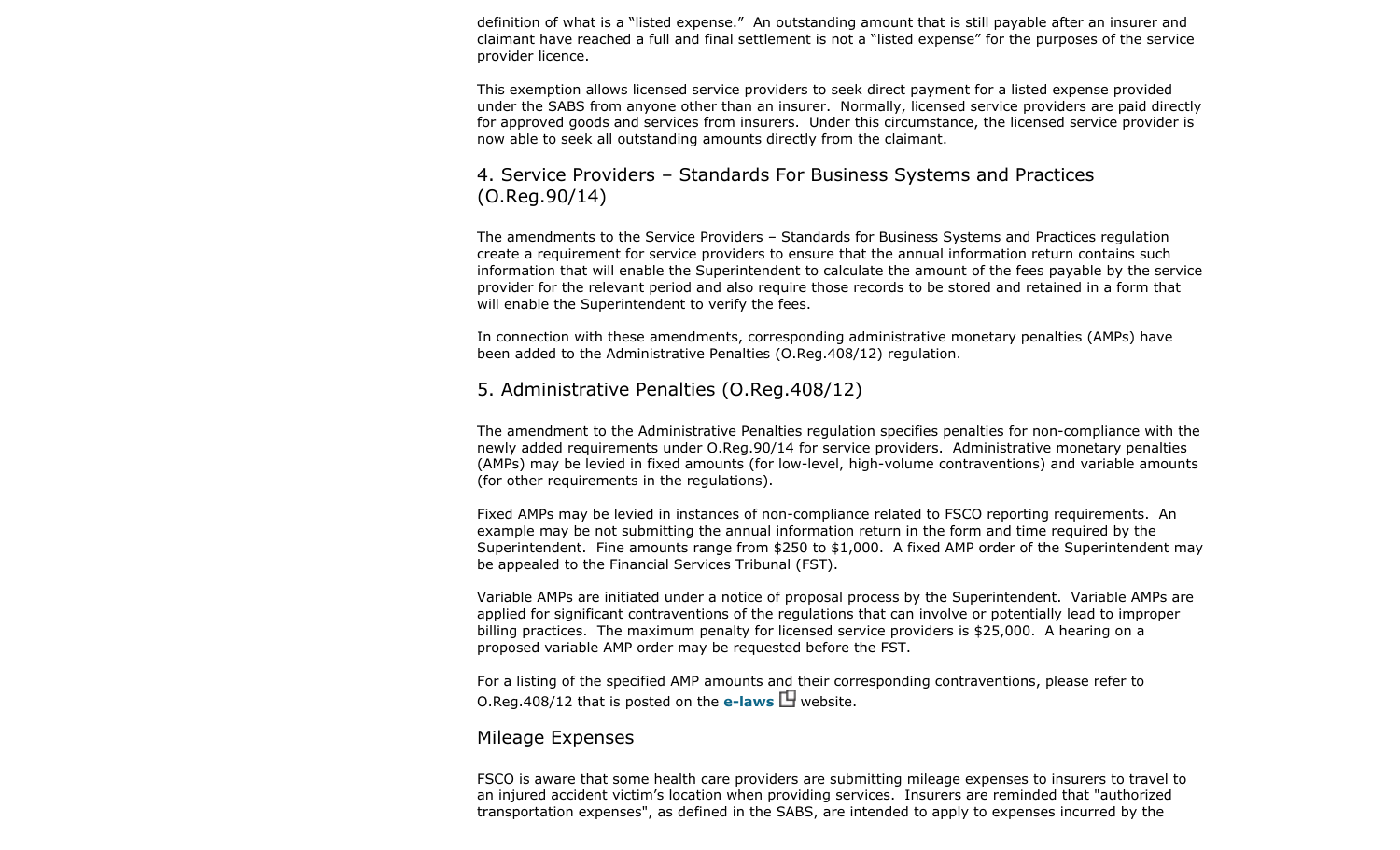definition of what is a “listed expense.” An outstanding amount that is still payable after an insurer and claimant have reached a full and final settlement is not a “listed expense” for the purposes of the service provider licence.

This exemption allows licensed service providers to seek direct payment for a listed expense provided under the SABS from anyone other than an insurer. Normally, licensed service providers are paid directly for approved goods and services from insurers. Under this circumstance, the licensed service provider is now able to seek all outstanding amounts directly from the claimant.

## 4. Service Providers – Standards For Business Systems and Practices (O.Reg.90/14)

The amendments to the Service Providers – Standards for Business Systems and Practices regulation create a requirement for service providers to ensure that the annual information return contains such information that will enable the Superintendent to calculate the amount of the fees payable by the service provider for the relevant period and also require those records to be stored and retained in a form that will enable the Superintendent to verify the fees.

In connection with these amendments, corresponding administrative monetary penalties (AMPs) have been added to the Administrative Penalties (O.Reg.408/12) regulation.

## 5. Administrative Penalties (O.Reg.408/12)

The amendment to the Administrative Penalties regulation specifies penalties for non-compliance with the newly added requirements under O.Reg.90/14 for service providers. Administrative monetary penalties (AMPs) may be levied in fixed amounts (for low-level, high-volume contraventions) and variable amounts (for other requirements in the regulations).

Fixed AMPs may be levied in instances of non-compliance related to FSCO reporting requirements. An example may be not submitting the annual information return in the form and time required by the Superintendent. Fine amounts range from $250 to $1,000. A fixed AMP order of the Superintendent may be appealed to the Financial Services Tribunal (FST).

Variable AMPs are initiated under a notice of proposal process by the Superintendent. Variable AMPs are applied for significant contraventions of the regulations that can involve or potentially lead to improper billing practices. The maximum penalty for licensed service providers is $25,000. A hearing on a proposed variable AMP order may be requested before the FST.

For a listing of the specified AMP amounts and their corresponding contraventions, please refer to O.Reg.408/12 that is posted on the **e-laws** website.

## Mileage Expenses

FSCO is aware that some health care providers are submitting mileage expenses to insurers to travel to an injured accident victim’s location when providing services. Insurers are reminded that "authorized transportation expenses", as defined in the SABS, are intended to apply to expenses incurred by the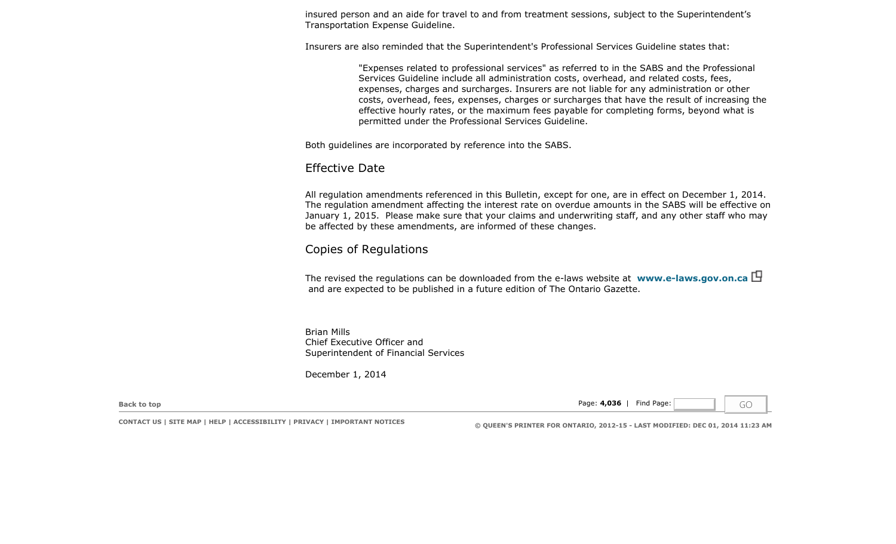insured person and an aide for travel to and from treatment sessions, subject to the Superintendent's Transportation Expense Guideline.

Insurers are also reminded that the Superintendent's Professional Services Guideline states that:

> "Expenses related to professional services" as referred to in the SABS and the Professional Services Guideline include all administration costs, overhead, and related costs, fees, expenses, charges and surcharges. Insurers are not liable for any administration or other costs, overhead, fees, expenses, charges or surcharges that have the result of increasing the effective hourly rates, or the maximum fees payable for completing forms, beyond what is permitted under the Professional Services Guideline.

Both guidelines are incorporated by reference into the SABS.

## Effective Date

All regulation amendments referenced in this Bulletin, except for one, are in effect on December 1, 2014. The regulation amendment affecting the interest rate on overdue amounts in the SABS will be effective on January 1, 2015. Please make sure that your claims and underwriting staff, and any other staff who may be affected by these amendments, are informed of these changes.

## Copies of Regulations

The revised the regulations can be downloaded from the e-laws website at **www.e-laws.gov.on.ca** and are expected to be published in a future edition of The Ontario Gazette.

Brian Mills
Chief Executive Officer and
Superintendent of Financial Services

December 1, 2014